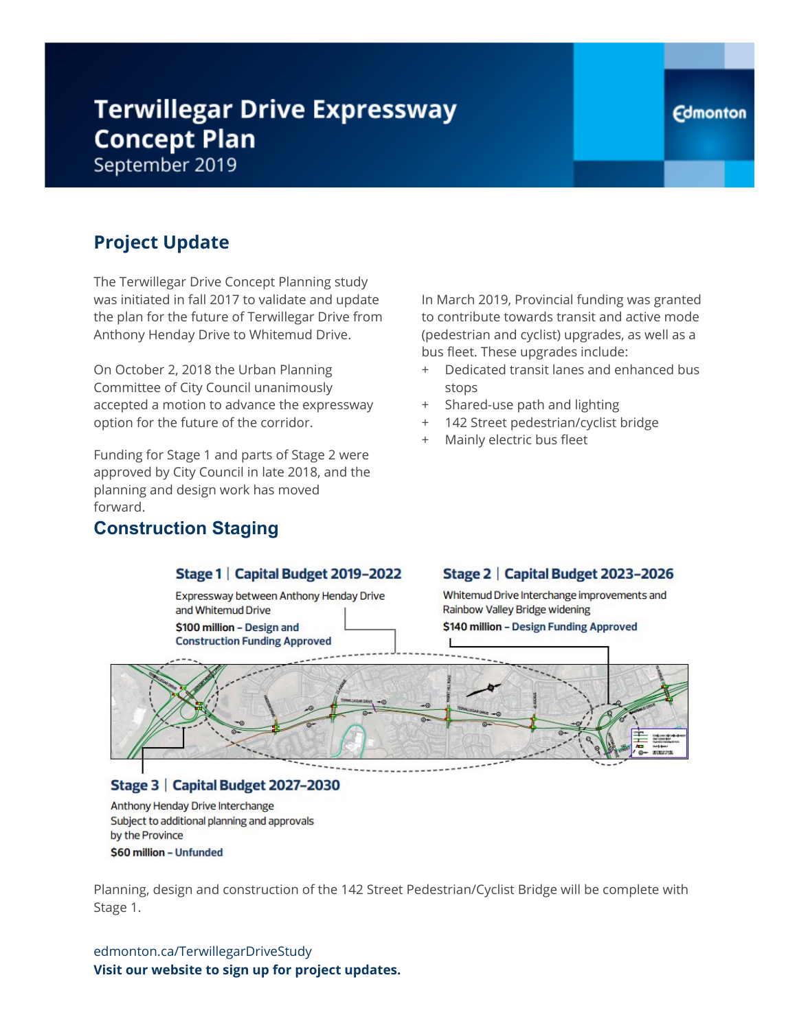# Terwillegar Drive Expressway Concept Plan

September 2019

## Project Update

The Terwillegar Drive Concept Planning study was initiated in fall 2017 to validate and update the plan for the future of Terwillegar Drive from Anthony Henday Drive to Whitemud Drive.

On October 2, 2018 the Urban Planning Committee of City Council unanimously accepted a motion to advance the expressway option for the future of the corridor.

Funding for Stage 1 and parts of Stage 2 were approved by City Council in late 2018, and the planning and design work has moved forward.

In March 2019, Provincial funding was granted to contribute towards transit and active mode (pedestrian and cyclist) upgrades, as well as a bus fleet. These upgrades include:

+ Dedicated transit lanes and enhanced bus stops
+ Shared-use path and lighting
+ 142 Street pedestrian/cyclist bridge
+ Mainly electric bus fleet

## Construction Staging

**Stage 1 | Capital Budget 2019–2022**

Expressway between Anthony Henday Drive and Whitemud Drive

**$100 million – Design and Construction Funding Approved**

**Stage 2 | Capital Budget 2023–2026**

Whitemud Drive Interchange improvements and Rainbow Valley Bridge widening

**$140 million – Design Funding Approved**

**Stage 3 | Capital Budget 2027–2030**

Anthony Henday Drive Interchange
Subject to additional planning and approvals by the Province

**$60 million – Unfunded**

Planning, design and construction of the 142 Street Pedestrian/Cyclist Bridge will be complete with Stage 1.

edmonton.ca/TerwillegarDriveStudy

**Visit our website to sign up for project updates.**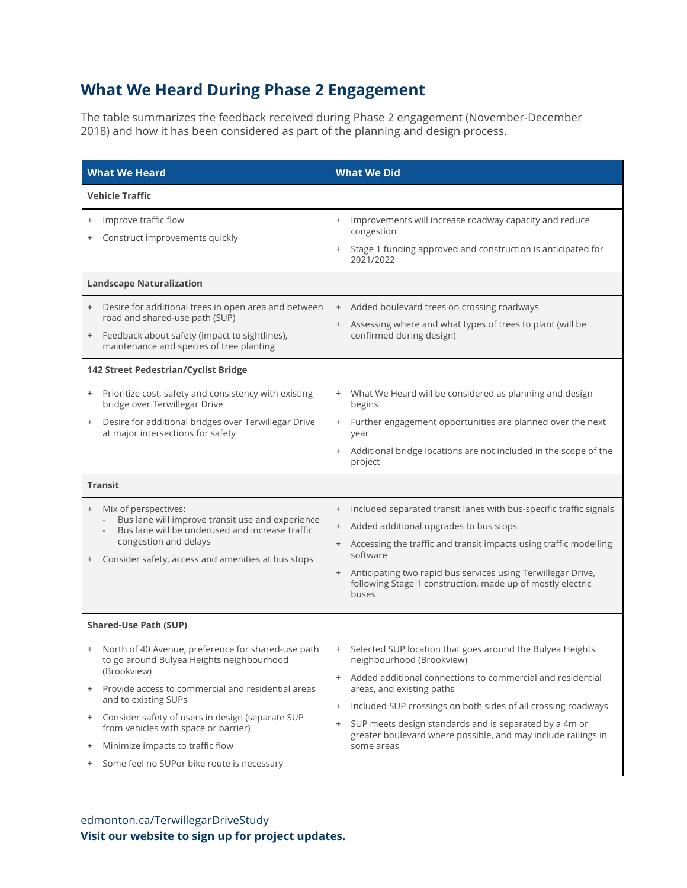## What We Heard During Phase 2 Engagement

The table summarizes the feedback received during Phase 2 engagement (November-December 2018) and how it has been considered as part of the planning and design process.

| What We Heard | What We Did |
|---|---|
| **Vehicle Traffic** | |
| + Improve traffic flow<br>+ Construct improvements quickly | + Improvements will increase roadway capacity and reduce congestion<br>+ Stage 1 funding approved and construction is anticipated for 2021/2022 |
| **Landscape Naturalization** | |
| + Desire for additional trees in open area and between road and shared-use path (SUP)<br>+ Feedback about safety (impact to sightlines), maintenance and species of tree planting | + Added boulevard trees on crossing roadways<br>+ Assessing where and what types of trees to plant (will be confirmed during design) |
| **142 Street Pedestrian/Cyclist Bridge** | |
| + Prioritize cost, safety and consistency with existing bridge over Terwillegar Drive<br>+ Desire for additional bridges over Terwillegar Drive at major intersections for safety | + What We Heard will be considered as planning and design begins<br>+ Further engagement opportunities are planned over the next year<br>+ Additional bridge locations are not included in the scope of the project |
| **Transit** | |
| + Mix of perspectives:<br>  - Bus lane will improve transit use and experience<br>  - Bus lane will be underused and increase traffic congestion and delays<br>+ Consider safety, access and amenities at bus stops | + Included separated transit lanes with bus-specific traffic signals<br>+ Added additional upgrades to bus stops<br>+ Accessing the traffic and transit impacts using traffic modelling software<br>+ Anticipating two rapid bus services using Terwillegar Drive, following Stage 1 construction, made up of mostly electric buses |
| **Shared-Use Path (SUP)** | |
| + North of 40 Avenue, preference for shared-use path to go around Bulyea Heights neighbourhood (Brookview)<br>+ Provide access to commercial and residential areas and to existing SUPs<br>+ Consider safety of users in design (separate SUP from vehicles with space or barrier)<br>+ Minimize impacts to traffic flow<br>+ Some feel no SUPor bike route is necessary | + Selected SUP location that goes around the Bulyea Heights neighbourhood (Brookview)<br>+ Added additional connections to commercial and residential areas, and existing paths<br>+ Included SUP crossings on both sides of all crossing roadways<br>+ SUP meets design standards and is separated by a 4m or greater boulevard where possible, and may include railings in some areas |

edmonton.ca/TerwillegarDriveStudy

**Visit our website to sign up for project updates.**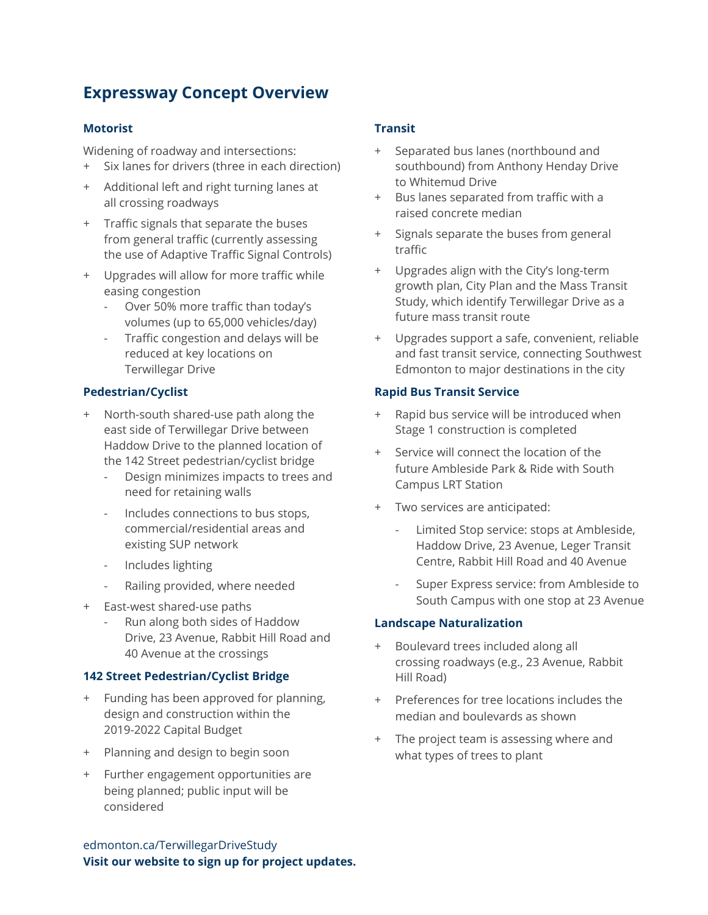## Expressway Concept Overview

### Motorist

Widening of roadway and intersections:

- Six lanes for drivers (three in each direction)
- Additional left and right turning lanes at all crossing roadways
- Traffic signals that separate the buses from general traffic (currently assessing the use of Adaptive Traffic Signal Controls)
- Upgrades will allow for more traffic while easing congestion
  - Over 50% more traffic than today's volumes (up to 65,000 vehicles/day)
  - Traffic congestion and delays will be reduced at key locations on Terwillegar Drive

### Pedestrian/Cyclist

- North-south shared-use path along the east side of Terwillegar Drive between Haddow Drive to the planned location of the 142 Street pedestrian/cyclist bridge
  - Design minimizes impacts to trees and need for retaining walls
  - Includes connections to bus stops, commercial/residential areas and existing SUP network
  - Includes lighting
  - Railing provided, where needed
- East-west shared-use paths
  - Run along both sides of Haddow Drive, 23 Avenue, Rabbit Hill Road and 40 Avenue at the crossings

### 142 Street Pedestrian/Cyclist Bridge

- Funding has been approved for planning, design and construction within the 2019-2022 Capital Budget
- Planning and design to begin soon
- Further engagement opportunities are being planned; public input will be considered

### Transit

- Separated bus lanes (northbound and southbound) from Anthony Henday Drive to Whitemud Drive
- Bus lanes separated from traffic with a raised concrete median
- Signals separate the buses from general traffic
- Upgrades align with the City's long-term growth plan, City Plan and the Mass Transit Study, which identify Terwillegar Drive as a future mass transit route
- Upgrades support a safe, convenient, reliable and fast transit service, connecting Southwest Edmonton to major destinations in the city

### Rapid Bus Transit Service

- Rapid bus service will be introduced when Stage 1 construction is completed
- Service will connect the location of the future Ambleside Park & Ride with South Campus LRT Station
- Two services are anticipated:
  - Limited Stop service: stops at Ambleside, Haddow Drive, 23 Avenue, Leger Transit Centre, Rabbit Hill Road and 40 Avenue
  - Super Express service: from Ambleside to South Campus with one stop at 23 Avenue

### Landscape Naturalization

- Boulevard trees included along all crossing roadways (e.g., 23 Avenue, Rabbit Hill Road)
- Preferences for tree locations includes the median and boulevards as shown
- The project team is assessing where and what types of trees to plant

edmonton.ca/TerwillegarDriveStudy
**Visit our website to sign up for project updates.**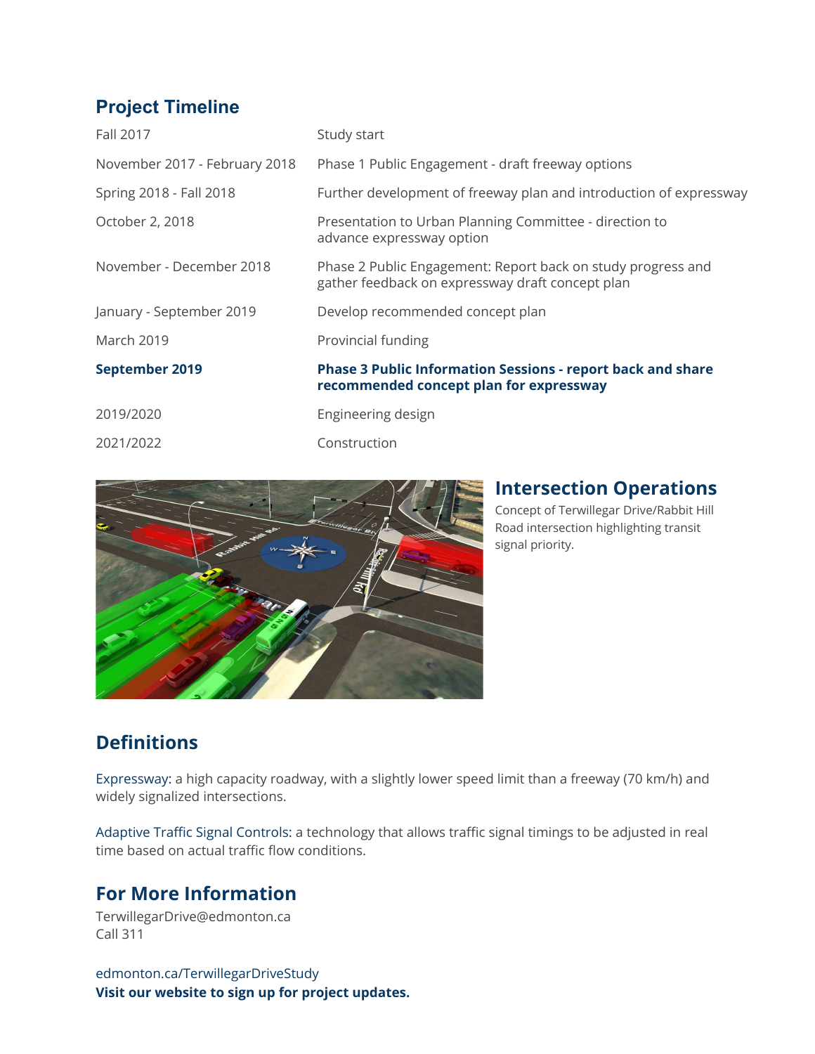## Project Timeline

| | |
|---|---|
| Fall 2017 | Study start |
| November 2017 - February 2018 | Phase 1 Public Engagement - draft freeway options |
| Spring 2018 - Fall 2018 | Further development of freeway plan and introduction of expressway |
| October 2, 2018 | Presentation to Urban Planning Committee - direction to advance expressway option |
| November - December 2018 | Phase 2 Public Engagement: Report back on study progress and gather feedback on expressway draft concept plan |
| January - September 2019 | Develop recommended concept plan |
| March 2019 | Provincial funding |
| **September 2019** | **Phase 3 Public Information Sessions - report back and share recommended concept plan for expressway** |
| 2019/2020 | Engineering design |
| 2021/2022 | Construction |

## Intersection Operations

Concept of Terwillegar Drive/Rabbit Hill Road intersection highlighting transit signal priority.

## Definitions

Expressway: a high capacity roadway, with a slightly lower speed limit than a freeway (70 km/h) and widely signalized intersections.

Adaptive Traffic Signal Controls: a technology that allows traffic signal timings to be adjusted in real time based on actual traffic flow conditions.

## For More Information

TerwillegarDrive@edmonton.ca
Call 311

edmonton.ca/TerwillegarDriveStudy
**Visit our website to sign up for project updates.**